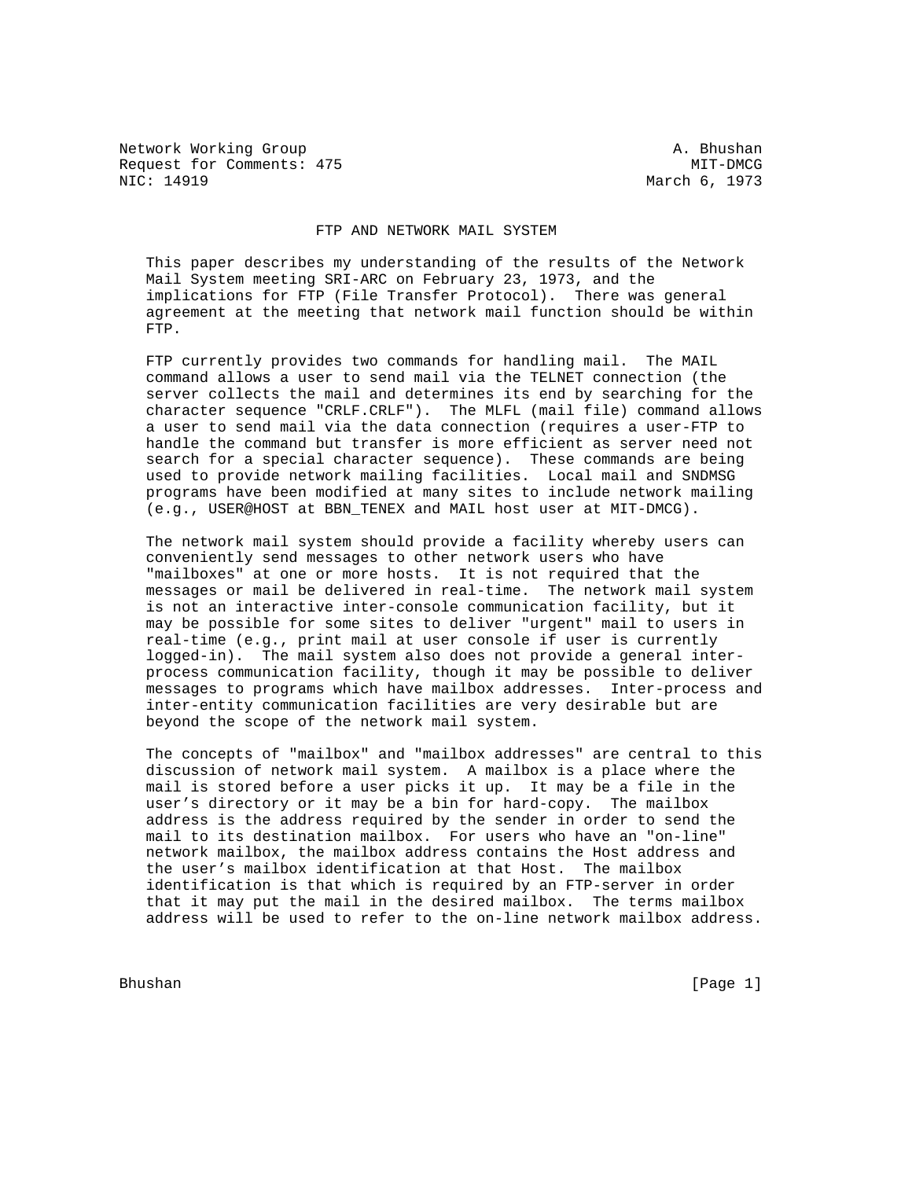Network Working Group A. Bhushan
Request for Comments: 475 MIT-DMCG
NIC: 14919 March 6, 1973

# FTP AND NETWORK MAIL SYSTEM

This paper describes my understanding of the results of the Network Mail System meeting SRI-ARC on February 23, 1973, and the implications for FTP (File Transfer Protocol). There was general agreement at the meeting that network mail function should be within FTP.

FTP currently provides two commands for handling mail. The MAIL command allows a user to send mail via the TELNET connection (the server collects the mail and determines its end by searching for the character sequence "CRLF.CRLF"). The MLFL (mail file) command allows a user to send mail via the data connection (requires a user-FTP to handle the command but transfer is more efficient as server need not search for a special character sequence). These commands are being used to provide network mailing facilities. Local mail and SNDMSG programs have been modified at many sites to include network mailing (e.g., USER@HOST at BBN_TENEX and MAIL host user at MIT-DMCG).

The network mail system should provide a facility whereby users can conveniently send messages to other network users who have "mailboxes" at one or more hosts. It is not required that the messages or mail be delivered in real-time. The network mail system is not an interactive inter-console communication facility, but it may be possible for some sites to deliver "urgent" mail to users in real-time (e.g., print mail at user console if user is currently logged-in). The mail system also does not provide a general inter-process communication facility, though it may be possible to deliver messages to programs which have mailbox addresses. Inter-process and inter-entity communication facilities are very desirable but are beyond the scope of the network mail system.

The concepts of "mailbox" and "mailbox addresses" are central to this discussion of network mail system. A mailbox is a place where the mail is stored before a user picks it up. It may be a file in the user's directory or it may be a bin for hard-copy. The mailbox address is the address required by the sender in order to send the mail to its destination mailbox. For users who have an "on-line" network mailbox, the mailbox address contains the Host address and the user's mailbox identification at that Host. The mailbox identification is that which is required by an FTP-server in order that it may put the mail in the desired mailbox. The terms mailbox address will be used to refer to the on-line network mailbox address.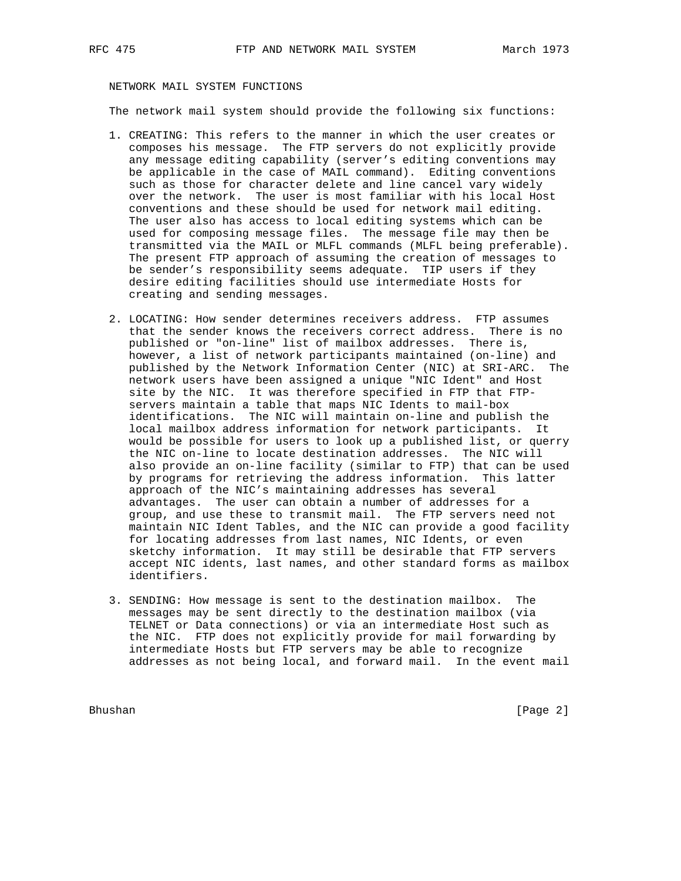## NETWORK MAIL SYSTEM FUNCTIONS

The network mail system should provide the following six functions:

1. CREATING: This refers to the manner in which the user creates or composes his message. The FTP servers do not explicitly provide any message editing capability (server's editing conventions may be applicable in the case of MAIL command). Editing conventions such as those for character delete and line cancel vary widely over the network. The user is most familiar with his local Host conventions and these should be used for network mail editing. The user also has access to local editing systems which can be used for composing message files. The message file may then be transmitted via the MAIL or MLFL commands (MLFL being preferable). The present FTP approach of assuming the creation of messages to be sender's responsibility seems adequate. TIP users if they desire editing facilities should use intermediate Hosts for creating and sending messages.

2. LOCATING: How sender determines receivers address. FTP assumes that the sender knows the receivers correct address. There is no published or "on-line" list of mailbox addresses. There is, however, a list of network participants maintained (on-line) and published by the Network Information Center (NIC) at SRI-ARC. The network users have been assigned a unique "NIC Ident" and Host site by the NIC. It was therefore specified in FTP that FTP-servers maintain a table that maps NIC Idents to mail-box identifications. The NIC will maintain on-line and publish the local mailbox address information for network participants. It would be possible for users to look up a published list, or querry the NIC on-line to locate destination addresses. The NIC will also provide an on-line facility (similar to FTP) that can be used by programs for retrieving the address information. This latter approach of the NIC's maintaining addresses has several advantages. The user can obtain a number of addresses for a group, and use these to transmit mail. The FTP servers need not maintain NIC Ident Tables, and the NIC can provide a good facility for locating addresses from last names, NIC Idents, or even sketchy information. It may still be desirable that FTP servers accept NIC idents, last names, and other standard forms as mailbox identifiers.

3. SENDING: How message is sent to the destination mailbox. The messages may be sent directly to the destination mailbox (via TELNET or Data connections) or via an intermediate Host such as the NIC. FTP does not explicitly provide for mail forwarding by intermediate Hosts but FTP servers may be able to recognize addresses as not being local, and forward mail. In the event mail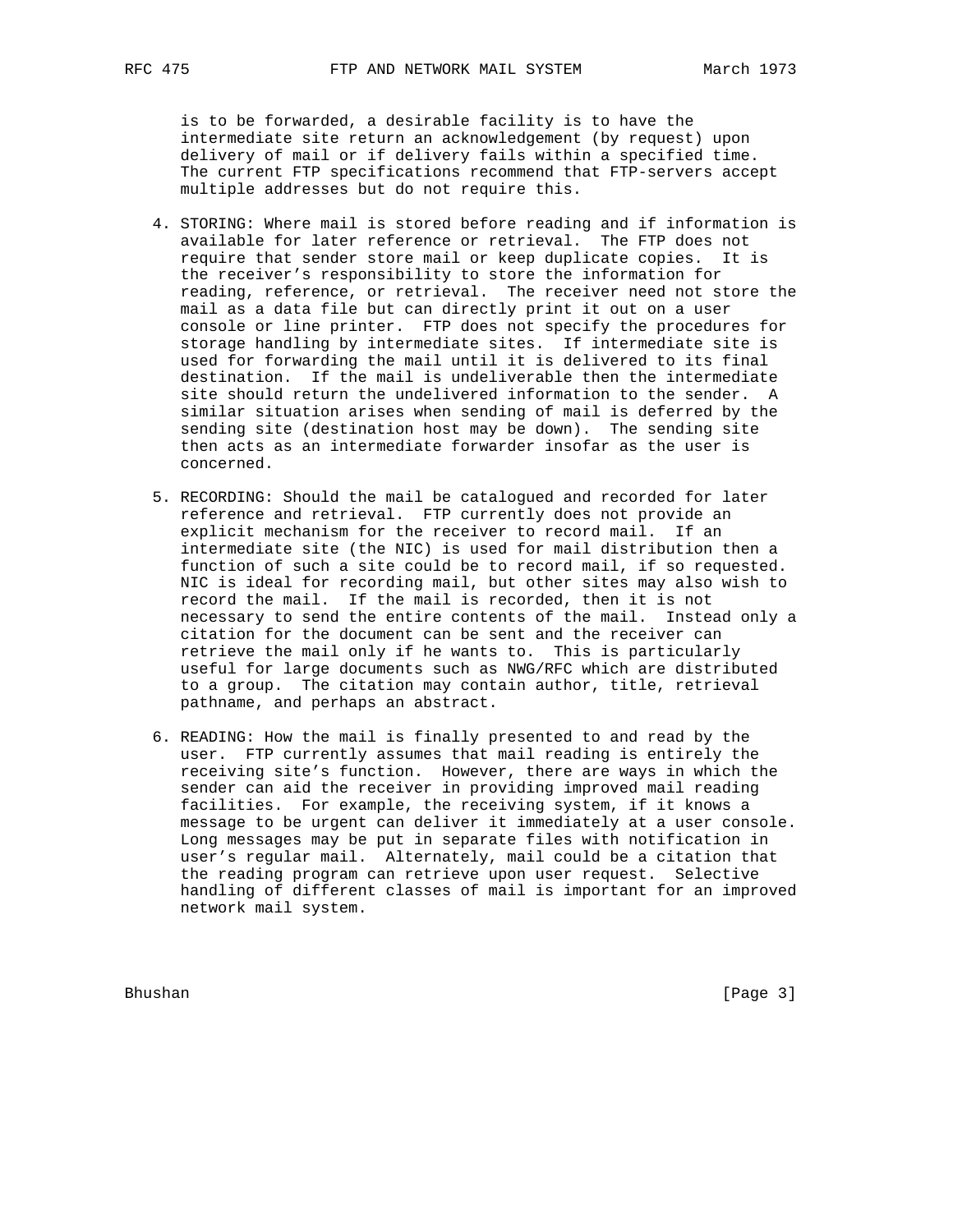is to be forwarded, a desirable facility is to have the intermediate site return an acknowledgement (by request) upon delivery of mail or if delivery fails within a specified time. The current FTP specifications recommend that FTP-servers accept multiple addresses but do not require this.

4. STORING: Where mail is stored before reading and if information is available for later reference or retrieval. The FTP does not require that sender store mail or keep duplicate copies. It is the receiver's responsibility to store the information for reading, reference, or retrieval. The receiver need not store the mail as a data file but can directly print it out on a user console or line printer. FTP does not specify the procedures for storage handling by intermediate sites. If intermediate site is used for forwarding the mail until it is delivered to its final destination. If the mail is undeliverable then the intermediate site should return the undelivered information to the sender. A similar situation arises when sending of mail is deferred by the sending site (destination host may be down). The sending site then acts as an intermediate forwarder insofar as the user is concerned.

5. RECORDING: Should the mail be catalogued and recorded for later reference and retrieval. FTP currently does not provide an explicit mechanism for the receiver to record mail. If an intermediate site (the NIC) is used for mail distribution then a function of such a site could be to record mail, if so requested. NIC is ideal for recording mail, but other sites may also wish to record the mail. If the mail is recorded, then it is not necessary to send the entire contents of the mail. Instead only a citation for the document can be sent and the receiver can retrieve the mail only if he wants to. This is particularly useful for large documents such as NWG/RFC which are distributed to a group. The citation may contain author, title, retrieval pathname, and perhaps an abstract.

6. READING: How the mail is finally presented to and read by the user. FTP currently assumes that mail reading is entirely the receiving site's function. However, there are ways in which the sender can aid the receiver in providing improved mail reading facilities. For example, the receiving system, if it knows a message to be urgent can deliver it immediately at a user console. Long messages may be put in separate files with notification in user's regular mail. Alternately, mail could be a citation that the reading program can retrieve upon user request. Selective handling of different classes of mail is important for an improved network mail system.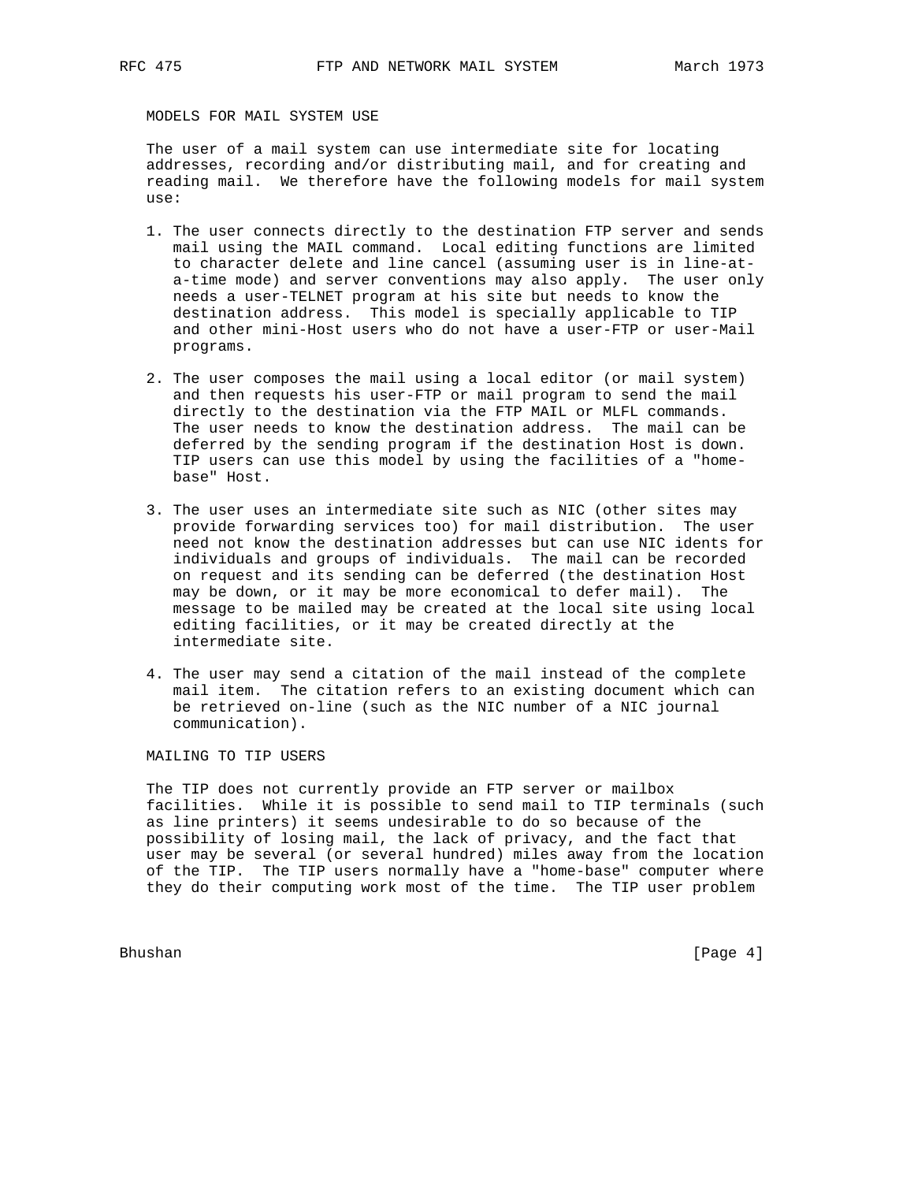## MODELS FOR MAIL SYSTEM USE

The user of a mail system can use intermediate site for locating addresses, recording and/or distributing mail, and for creating and reading mail. We therefore have the following models for mail system use:

1. The user connects directly to the destination FTP server and sends mail using the MAIL command. Local editing functions are limited to character delete and line cancel (assuming user is in line-at-a-time mode) and server conventions may also apply. The user only needs a user-TELNET program at his site but needs to know the destination address. This model is specially applicable to TIP and other mini-Host users who do not have a user-FTP or user-Mail programs.

2. The user composes the mail using a local editor (or mail system) and then requests his user-FTP or mail program to send the mail directly to the destination via the FTP MAIL or MLFL commands. The user needs to know the destination address. The mail can be deferred by the sending program if the destination Host is down. TIP users can use this model by using the facilities of a "home-base" Host.

3. The user uses an intermediate site such as NIC (other sites may provide forwarding services too) for mail distribution. The user need not know the destination addresses but can use NIC idents for individuals and groups of individuals. The mail can be recorded on request and its sending can be deferred (the destination Host may be down, or it may be more economical to defer mail). The message to be mailed may be created at the local site using local editing facilities, or it may be created directly at the intermediate site.

4. The user may send a citation of the mail instead of the complete mail item. The citation refers to an existing document which can be retrieved on-line (such as the NIC number of a NIC journal communication).

## MAILING TO TIP USERS

The TIP does not currently provide an FTP server or mailbox facilities. While it is possible to send mail to TIP terminals (such as line printers) it seems undesirable to do so because of the possibility of losing mail, the lack of privacy, and the fact that user may be several (or several hundred) miles away from the location of the TIP. The TIP users normally have a "home-base" computer where they do their computing work most of the time. The TIP user problem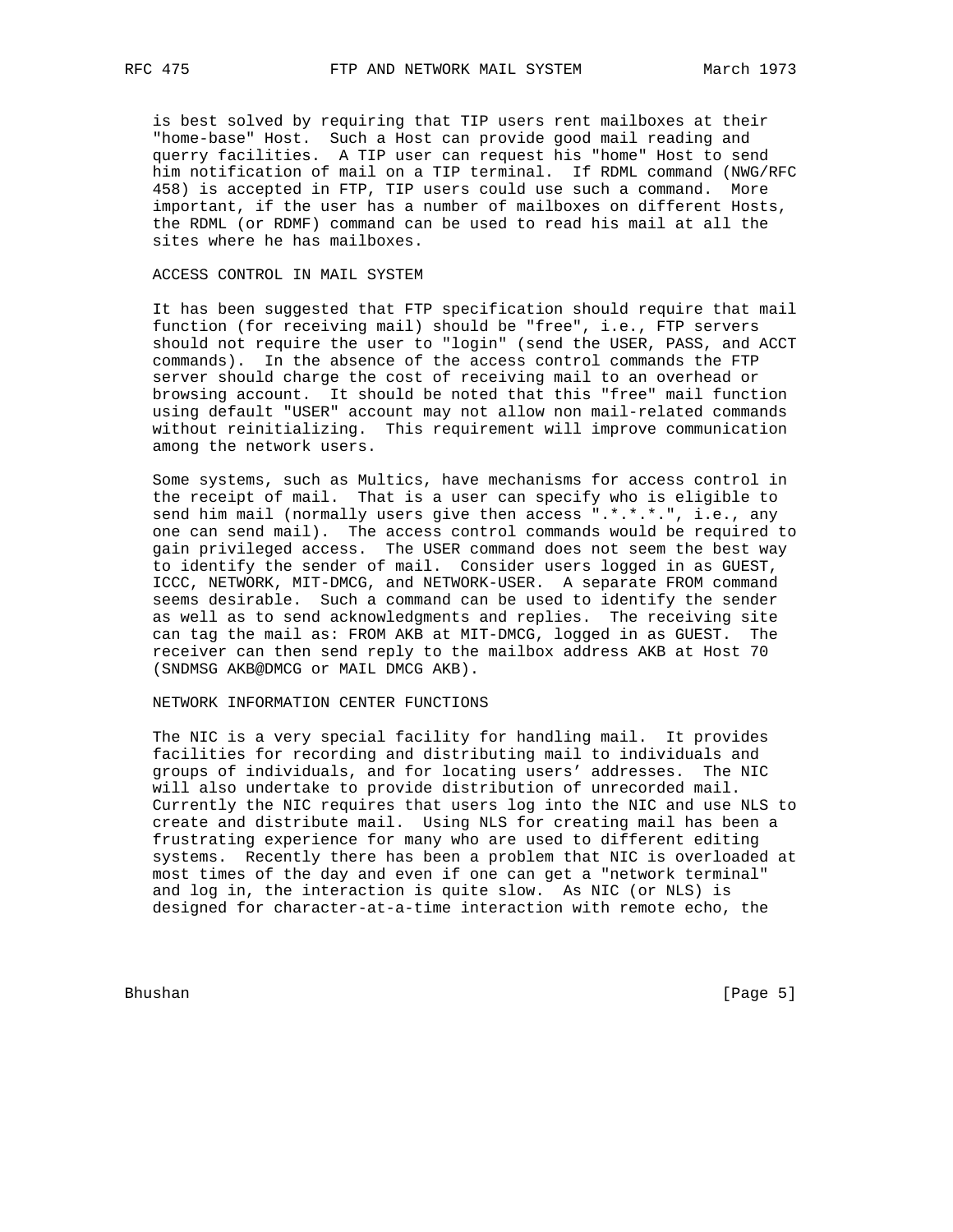is best solved by requiring that TIP users rent mailboxes at their "home-base" Host. Such a Host can provide good mail reading and querry facilities. A TIP user can request his "home" Host to send him notification of mail on a TIP terminal. If RDML command (NWG/RFC 458) is accepted in FTP, TIP users could use such a command. More important, if the user has a number of mailboxes on different Hosts, the RDML (or RDMF) command can be used to read his mail at all the sites where he has mailboxes.

## ACCESS CONTROL IN MAIL SYSTEM

It has been suggested that FTP specification should require that mail function (for receiving mail) should be "free", i.e., FTP servers should not require the user to "login" (send the USER, PASS, and ACCT commands). In the absence of the access control commands the FTP server should charge the cost of receiving mail to an overhead or browsing account. It should be noted that this "free" mail function using default "USER" account may not allow non mail-related commands without reinitializing. This requirement will improve communication among the network users.

Some systems, such as Multics, have mechanisms for access control in the receipt of mail. That is a user can specify who is eligible to send him mail (normally users give then access ".*.*.*.", i.e., any one can send mail). The access control commands would be required to gain privileged access. The USER command does not seem the best way to identify the sender of mail. Consider users logged in as GUEST, ICCC, NETWORK, MIT-DMCG, and NETWORK-USER. A separate FROM command seems desirable. Such a command can be used to identify the sender as well as to send acknowledgments and replies. The receiving site can tag the mail as: FROM AKB at MIT-DMCG, logged in as GUEST. The receiver can then send reply to the mailbox address AKB at Host 70 (SNDMSG AKB@DMCG or MAIL DMCG AKB).

## NETWORK INFORMATION CENTER FUNCTIONS

The NIC is a very special facility for handling mail. It provides facilities for recording and distributing mail to individuals and groups of individuals, and for locating users' addresses. The NIC will also undertake to provide distribution of unrecorded mail. Currently the NIC requires that users log into the NIC and use NLS to create and distribute mail. Using NLS for creating mail has been a frustrating experience for many who are used to different editing systems. Recently there has been a problem that NIC is overloaded at most times of the day and even if one can get a "network terminal" and log in, the interaction is quite slow. As NIC (or NLS) is designed for character-at-a-time interaction with remote echo, the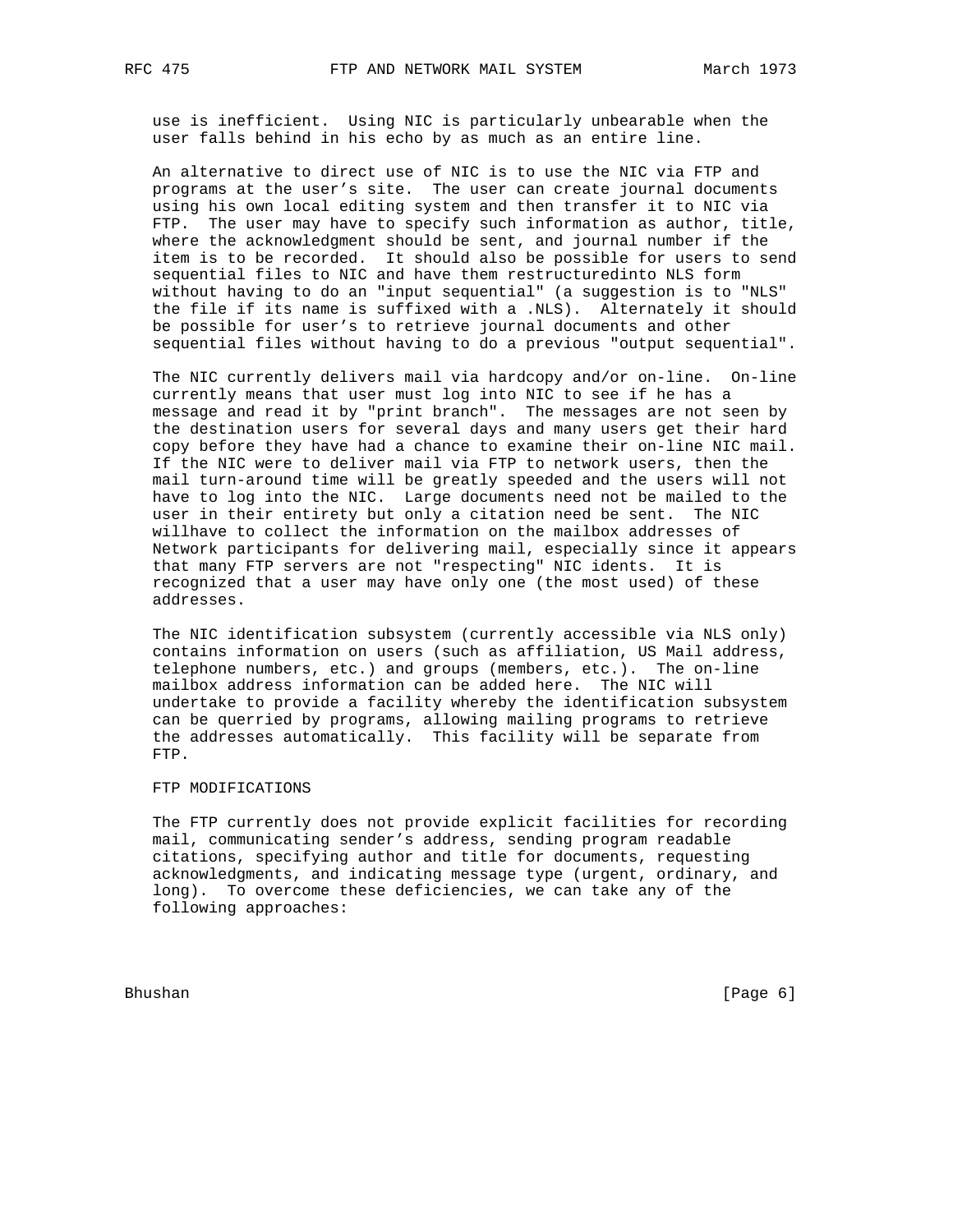use is inefficient. Using NIC is particularly unbearable when the user falls behind in his echo by as much as an entire line.

An alternative to direct use of NIC is to use the NIC via FTP and programs at the user's site. The user can create journal documents using his own local editing system and then transfer it to NIC via FTP. The user may have to specify such information as author, title, where the acknowledgment should be sent, and journal number if the item is to be recorded. It should also be possible for users to send sequential files to NIC and have them restructuredinto NLS form without having to do an "input sequential" (a suggestion is to "NLS" the file if its name is suffixed with a .NLS). Alternately it should be possible for user's to retrieve journal documents and other sequential files without having to do a previous "output sequential".

The NIC currently delivers mail via hardcopy and/or on-line. On-line currently means that user must log into NIC to see if he has a message and read it by "print branch". The messages are not seen by the destination users for several days and many users get their hard copy before they have had a chance to examine their on-line NIC mail. If the NIC were to deliver mail via FTP to network users, then the mail turn-around time will be greatly speeded and the users will not have to log into the NIC. Large documents need not be mailed to the user in their entirety but only a citation need be sent. The NIC willhave to collect the information on the mailbox addresses of Network participants for delivering mail, especially since it appears that many FTP servers are not "respecting" NIC idents. It is recognized that a user may have only one (the most used) of these addresses.

The NIC identification subsystem (currently accessible via NLS only) contains information on users (such as affiliation, US Mail address, telephone numbers, etc.) and groups (members, etc.). The on-line mailbox address information can be added here. The NIC will undertake to provide a facility whereby the identification subsystem can be querried by programs, allowing mailing programs to retrieve the addresses automatically. This facility will be separate from FTP.

## FTP MODIFICATIONS

The FTP currently does not provide explicit facilities for recording mail, communicating sender's address, sending program readable citations, specifying author and title for documents, requesting acknowledgments, and indicating message type (urgent, ordinary, and long). To overcome these deficiencies, we can take any of the following approaches: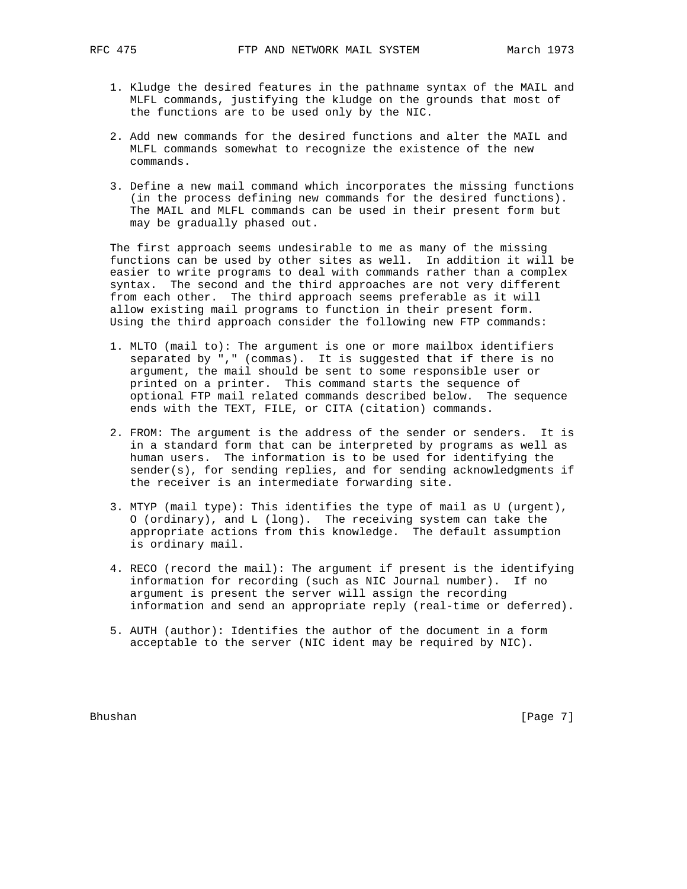1. Kludge the desired features in the pathname syntax of the MAIL and MLFL commands, justifying the kludge on the grounds that most of the functions are to be used only by the NIC.

2. Add new commands for the desired functions and alter the MAIL and MLFL commands somewhat to recognize the existence of the new commands.

3. Define a new mail command which incorporates the missing functions (in the process defining new commands for the desired functions). The MAIL and MLFL commands can be used in their present form but may be gradually phased out.

The first approach seems undesirable to me as many of the missing functions can be used by other sites as well. In addition it will be easier to write programs to deal with commands rather than a complex syntax. The second and the third approaches are not very different from each other. The third approach seems preferable as it will allow existing mail programs to function in their present form. Using the third approach consider the following new FTP commands:

1. MLTO (mail to): The argument is one or more mailbox identifiers separated by "," (commas). It is suggested that if there is no argument, the mail should be sent to some responsible user or printed on a printer. This command starts the sequence of optional FTP mail related commands described below. The sequence ends with the TEXT, FILE, or CITA (citation) commands.

2. FROM: The argument is the address of the sender or senders. It is in a standard form that can be interpreted by programs as well as human users. The information is to be used for identifying the sender(s), for sending replies, and for sending acknowledgments if the receiver is an intermediate forwarding site.

3. MTYP (mail type): This identifies the type of mail as U (urgent), O (ordinary), and L (long). The receiving system can take the appropriate actions from this knowledge. The default assumption is ordinary mail.

4. RECO (record the mail): The argument if present is the identifying information for recording (such as NIC Journal number). If no argument is present the server will assign the recording information and send an appropriate reply (real-time or deferred).

5. AUTH (author): Identifies the author of the document in a form acceptable to the server (NIC ident may be required by NIC).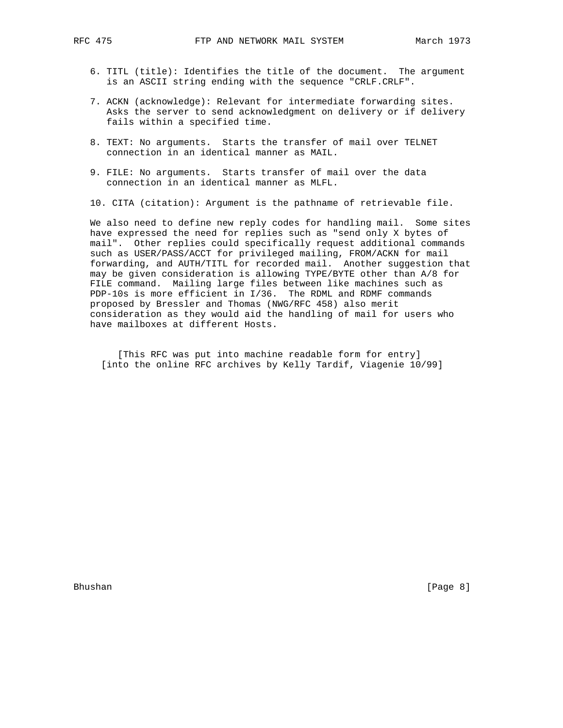6. TITL (title): Identifies the title of the document. The argument is an ASCII string ending with the sequence "CRLF.CRLF".

7. ACKN (acknowledge): Relevant for intermediate forwarding sites. Asks the server to send acknowledgment on delivery or if delivery fails within a specified time.

8. TEXT: No arguments. Starts the transfer of mail over TELNET connection in an identical manner as MAIL.

9. FILE: No arguments. Starts transfer of mail over the data connection in an identical manner as MLFL.

10. CITA (citation): Argument is the pathname of retrievable file.

We also need to define new reply codes for handling mail. Some sites have expressed the need for replies such as "send only X bytes of mail". Other replies could specifically request additional commands such as USER/PASS/ACCT for privileged mailing, FROM/ACKN for mail forwarding, and AUTH/TITL for recorded mail. Another suggestion that may be given consideration is allowing TYPE/BYTE other than A/8 for FILE command. Mailing large files between like machines such as PDP-10s is more efficient in I/36. The RDML and RDMF commands proposed by Bressler and Thomas (NWG/RFC 458) also merit consideration as they would aid the handling of mail for users who have mailboxes at different Hosts.

[This RFC was put into machine readable form for entry]
[into the online RFC archives by Kelly Tardif, Viagenie 10/99]